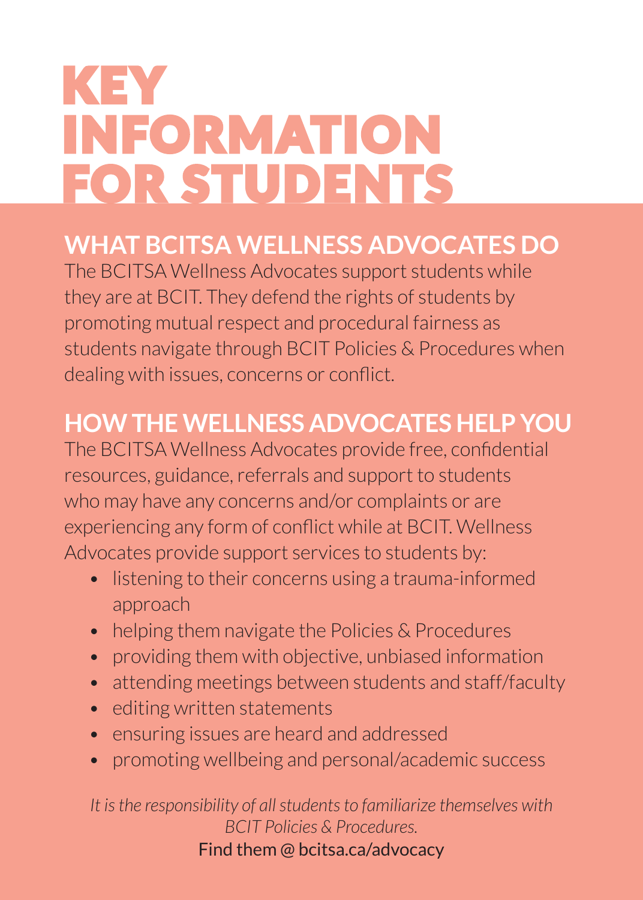# KEY INFORMATION FOR STUDENTS

## WHAT BCITSA WELLNESS ADVOCATES DO

The BCITSA Wellness Advocates support students while they are at BCIT. They defend the rights of students by promoting mutual respect and procedural fairness as students navigate through BCIT Policies & Procedures when dealing with issues, concerns or conflict.

## HOW THE WELLNESS ADVOCATES HELP YOU

The BCITSA Wellness Advocates provide free, confidential resources, guidance, referrals and support to students who may have any concerns and/or complaints or are experiencing any form of conflict while at BCIT. Wellness Advocates provide support services to students by:

- listening to their concerns using a trauma-informed approach
- helping them navigate the Policies & Procedures
- providing them with objective, unbiased information
- attending meetings between students and staff/faculty
- editing written statements
- ensuring issues are heard and addressed
- promoting wellbeing and personal/academic success

*It is the responsibility of all students to familiarize themselves with BCIT Policies & Procedures.*

Find them @ bcitsa.ca/advocacy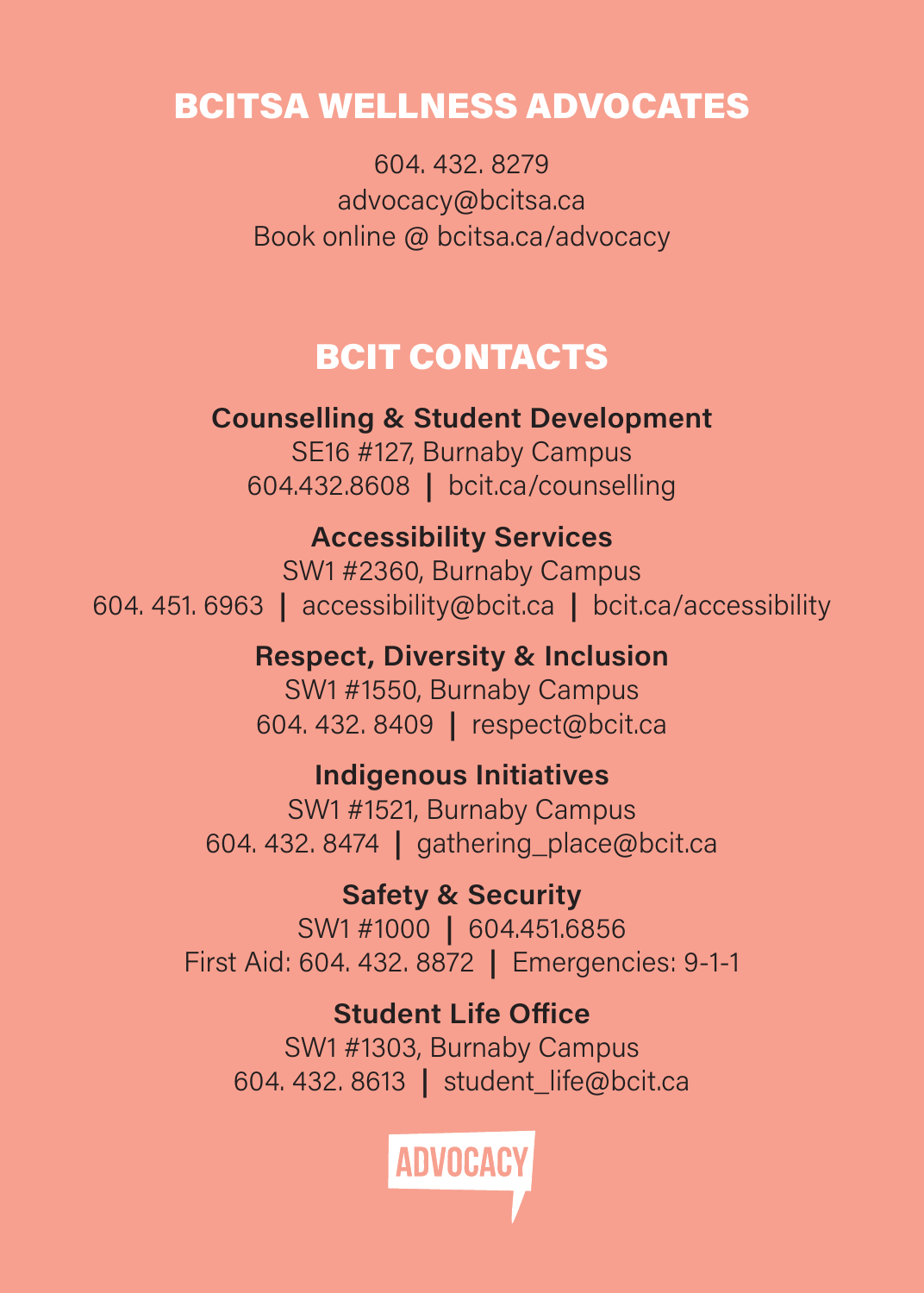## BCITSA WELLNESS ADVOCATES

604. 432. 8279
advocacy@bcitsa.ca
Book online @ bcitsa.ca/advocacy

## BCIT CONTACTS

**Counselling & Student Development**
SE16 #127, Burnaby Campus
604.432.8608 | bcit.ca/counselling

**Accessibility Services**
SW1 #2360, Burnaby Campus
604. 451. 6963 | accessibility@bcit.ca | bcit.ca/accessibility

**Respect, Diversity & Inclusion**
SW1 #1550, Burnaby Campus
604. 432. 8409 | respect@bcit.ca

**Indigenous Initiatives**
SW1 #1521, Burnaby Campus
604. 432. 8474 | gathering_place@bcit.ca

**Safety & Security**
SW1 #1000 | 604.451.6856
First Aid: 604. 432. 8872 | Emergencies: 9-1-1

**Student Life Office**
SW1 #1303, Burnaby Campus
604. 432. 8613 | student_life@bcit.ca

ADVOCACY